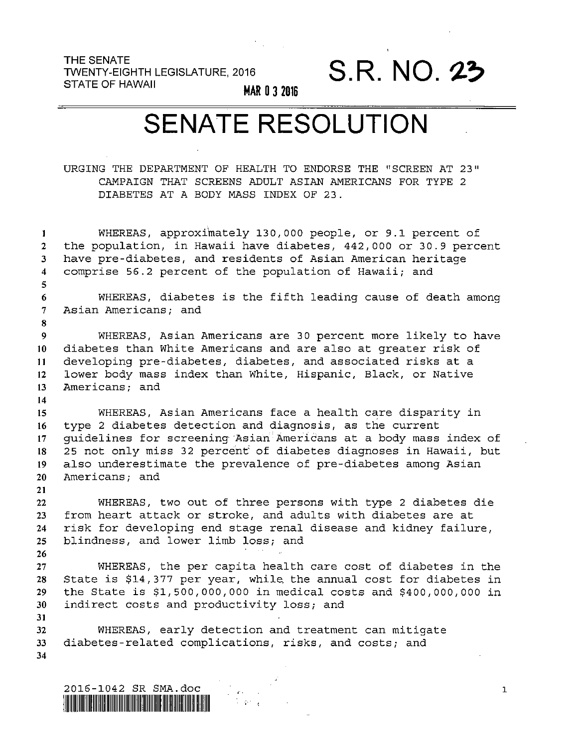THE SENATE
TWENTY-EIGHTH LEGISLATURE, 2016
STATE OF HAWAII

MAR 03 2016

# S.R. NO. 23

# SENATE RESOLUTION

URGING THE DEPARTMENT OF HEALTH TO ENDORSE THE "SCREEN AT 23" CAMPAIGN THAT SCREENS ADULT ASIAN AMERICANS FOR TYPE 2 DIABETES AT A BODY MASS INDEX OF 23.

WHEREAS, approximately 130,000 people, or 9.1 percent of the population, in Hawaii have diabetes, 442,000 or 30.9 percent have pre-diabetes, and residents of Asian American heritage comprise 56.2 percent of the population of Hawaii; and

WHEREAS, diabetes is the fifth leading cause of death among Asian Americans; and

WHEREAS, Asian Americans are 30 percent more likely to have diabetes than White Americans and are also at greater risk of developing pre-diabetes, diabetes, and associated risks at a lower body mass index than White, Hispanic, Black, or Native Americans; and

WHEREAS, Asian Americans face a health care disparity in type 2 diabetes detection and diagnosis, as the current guidelines for screening Asian Americans at a body mass index of 25 not only miss 32 percent of diabetes diagnoses in Hawaii, but also underestimate the prevalence of pre-diabetes among Asian Americans; and

WHEREAS, two out of three persons with type 2 diabetes die from heart attack or stroke, and adults with diabetes are at risk for developing end stage renal disease and kidney failure, blindness, and lower limb loss; and

WHEREAS, the per capita health care cost of diabetes in the State is $14,377 per year, while the annual cost for diabetes in the State is $1,500,000,000 in medical costs and $400,000,000 in indirect costs and productivity loss; and

WHEREAS, early detection and treatment can mitigate diabetes-related complications, risks, and costs; and

2016-1042 SR SMA.doc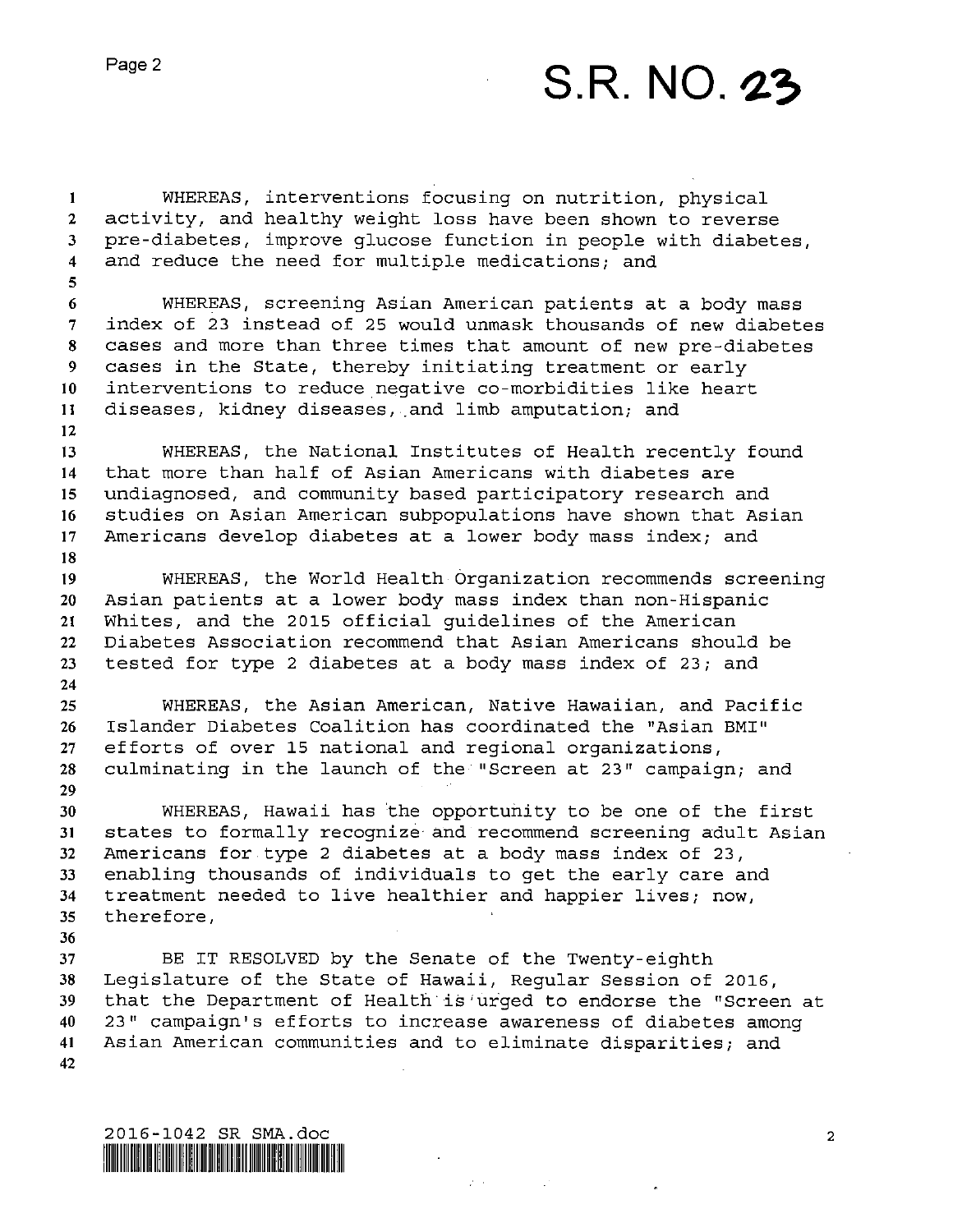WHEREAS, interventions focusing on nutrition, physical activity, and healthy weight loss have been shown to reverse pre-diabetes, improve glucose function in people with diabetes, and reduce the need for multiple medications; and

WHEREAS, screening Asian American patients at a body mass index of 23 instead of 25 would unmask thousands of new diabetes cases and more than three times that amount of new pre-diabetes cases in the State, thereby initiating treatment or early interventions to reduce negative co-morbidities like heart diseases, kidney diseases, and limb amputation; and

WHEREAS, the National Institutes of Health recently found that more than half of Asian Americans with diabetes are undiagnosed, and community based participatory research and studies on Asian American subpopulations have shown that Asian Americans develop diabetes at a lower body mass index; and

WHEREAS, the World Health Organization recommends screening Asian patients at a lower body mass index than non-Hispanic Whites, and the 2015 official guidelines of the American Diabetes Association recommend that Asian Americans should be tested for type 2 diabetes at a body mass index of 23; and

WHEREAS, the Asian American, Native Hawaiian, and Pacific Islander Diabetes Coalition has coordinated the "Asian BMI" efforts of over 15 national and regional organizations, culminating in the launch of the "Screen at 23" campaign; and

WHEREAS, Hawaii has the opportunity to be one of the first states to formally recognize and recommend screening adult Asian Americans for type 2 diabetes at a body mass index of 23, enabling thousands of individuals to get the early care and treatment needed to live healthier and happier lives; now, therefore,

BE IT RESOLVED by the Senate of the Twenty-eighth Legislature of the State of Hawaii, Regular Session of 2016, that the Department of Health is urged to endorse the "Screen at 23" campaign's efforts to increase awareness of diabetes among Asian American communities and to eliminate disparities; and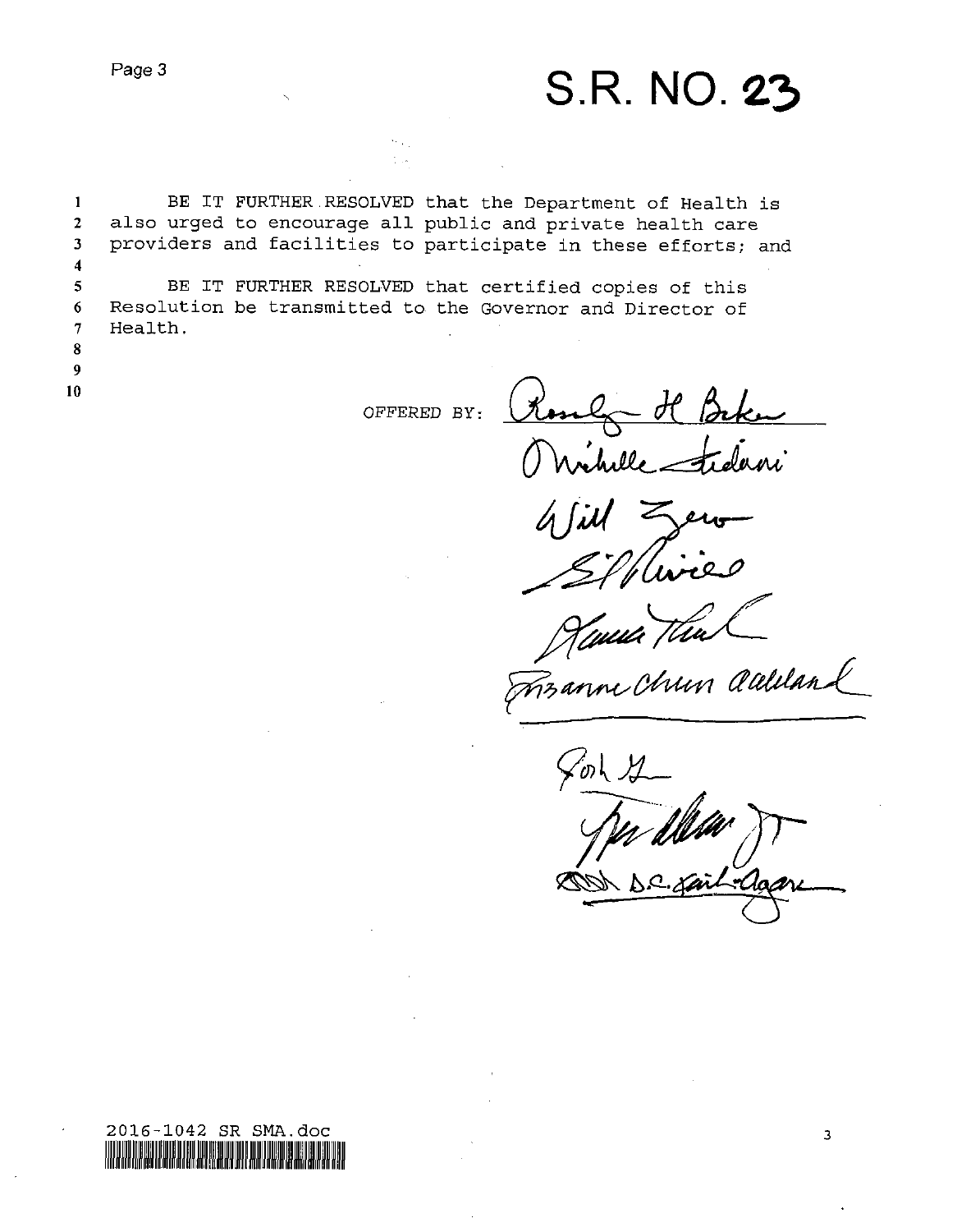# S.R. NO. 23

BE IT FURTHER RESOLVED that the Department of Health is also urged to encourage all public and private health care providers and facilities to participate in these efforts; and

BE IT FURTHER RESOLVED that certified copies of this Resolution be transmitted to the Governor and Director of Health.

OFFERED BY: Rosalyn H Baker

Michelle Kidani

Will Espero

Gil Riviere

Laura Thielen

Suzanne Chun Oakland

Josh G

Les Ihara Jr

D.C. Keith-Agaran

2016-1042 SR SMA.doc